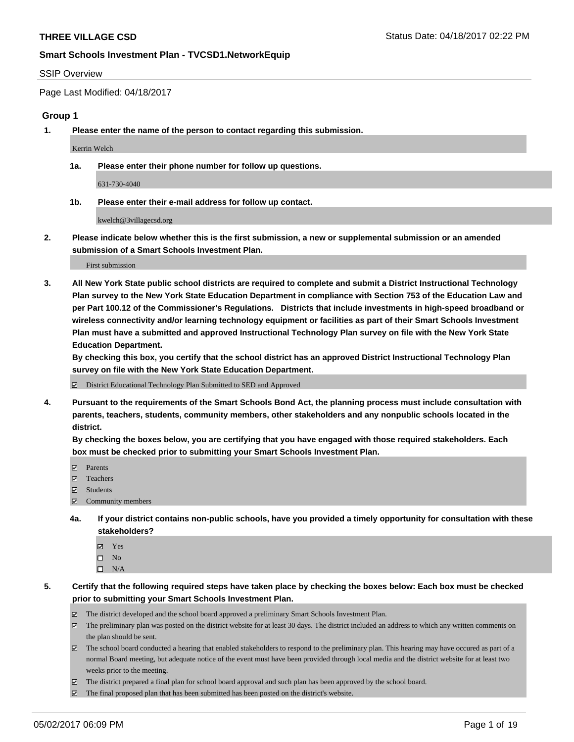**THREE VILLAGE CSD** Status Date: 04/18/2017 02:22 PM

**Smart Schools Investment Plan - TVCSD1.NetworkEquip**

SSIP Overview

Page Last Modified: 04/18/2017

## Group 1

**1. Please enter the name of the person to contact regarding this submission.**

Kerrin Welch

**1a. Please enter their phone number for follow up questions.**

631-730-4040

**1b. Please enter their e-mail address for follow up contact.**

kwelch@3villagecsd.org

**2. Please indicate below whether this is the first submission, a new or supplemental submission or an amended submission of a Smart Schools Investment Plan.**

First submission

**3. All New York State public school districts are required to complete and submit a District Instructional Technology Plan survey to the New York State Education Department in compliance with Section 753 of the Education Law and per Part 100.12 of the Commissioner's Regulations. Districts that include investments in high-speed broadband or wireless connectivity and/or learning technology equipment or facilities as part of their Smart Schools Investment Plan must have a submitted and approved Instructional Technology Plan survey on file with the New York State Education Department.**
**By checking this box, you certify that the school district has an approved District Instructional Technology Plan survey on file with the New York State Education Department.**

☑ District Educational Technology Plan Submitted to SED and Approved

**4. Pursuant to the requirements of the Smart Schools Bond Act, the planning process must include consultation with parents, teachers, students, community members, other stakeholders and any nonpublic schools located in the district.**
**By checking the boxes below, you are certifying that you have engaged with those required stakeholders. Each box must be checked prior to submitting your Smart Schools Investment Plan.**

- ☑ Parents
- ☑ Teachers
- ☑ Students
- ☑ Community members

**4a. If your district contains non-public schools, have you provided a timely opportunity for consultation with these stakeholders?**

- ☑ Yes
- ☐ No
- ☐ N/A

**5. Certify that the following required steps have taken place by checking the boxes below: Each box must be checked prior to submitting your Smart Schools Investment Plan.**

- ☑ The district developed and the school board approved a preliminary Smart Schools Investment Plan.
- ☑ The preliminary plan was posted on the district website for at least 30 days. The district included an address to which any written comments on the plan should be sent.
- ☑ The school board conducted a hearing that enabled stakeholders to respond to the preliminary plan. This hearing may have occured as part of a normal Board meeting, but adequate notice of the event must have been provided through local media and the district website for at least two weeks prior to the meeting.
- ☑ The district prepared a final plan for school board approval and such plan has been approved by the school board.
- ☑ The final proposed plan that has been submitted has been posted on the district's website.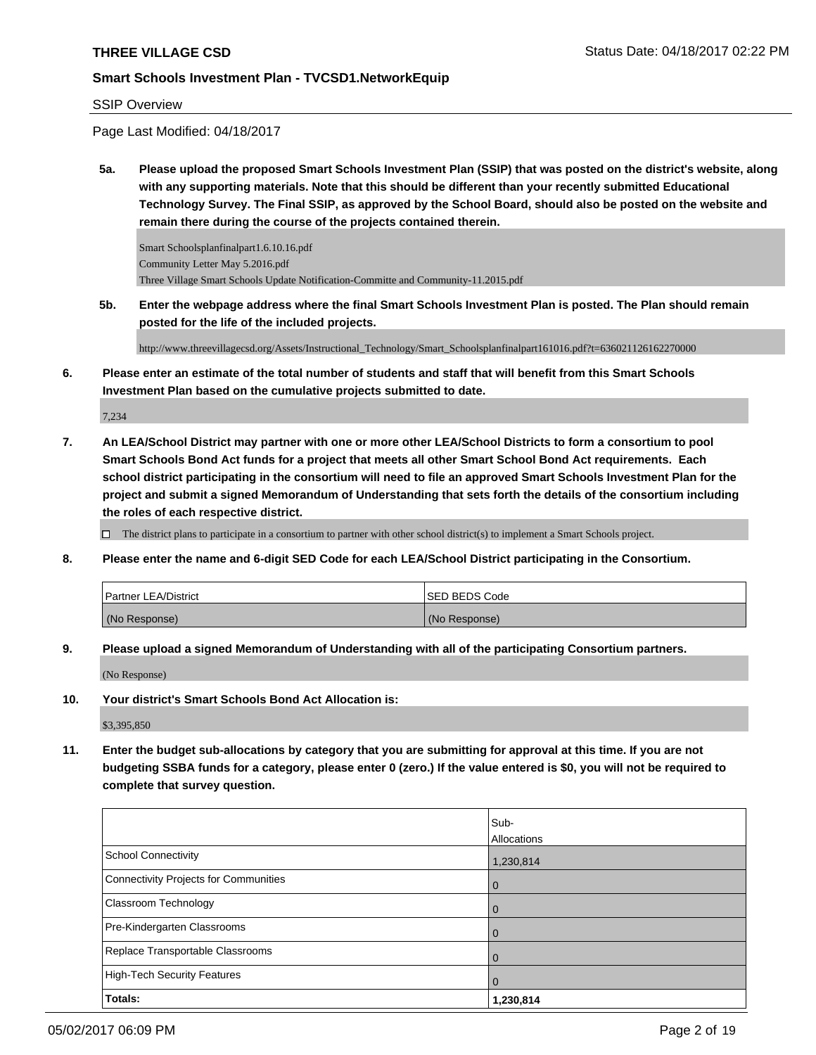SSIP Overview

Page Last Modified: 04/18/2017

**5a. Please upload the proposed Smart Schools Investment Plan (SSIP) that was posted on the district's website, along with any supporting materials. Note that this should be different than your recently submitted Educational Technology Survey. The Final SSIP, as approved by the School Board, should also be posted on the website and remain there during the course of the projects contained therein.**

Smart Schoolsplanfinalpart1.6.10.16.pdf
Community Letter May 5.2016.pdf
Three Village Smart Schools Update Notification-Committe and Community-11.2015.pdf

**5b. Enter the webpage address where the final Smart Schools Investment Plan is posted. The Plan should remain posted for the life of the included projects.**

http://www.threevillagecsd.org/Assets/Instructional_Technology/Smart_Schoolsplanfinalpart161016.pdf?t=636021126162270000

**6. Please enter an estimate of the total number of students and staff that will benefit from this Smart Schools Investment Plan based on the cumulative projects submitted to date.**

7,234

**7. An LEA/School District may partner with one or more other LEA/School Districts to form a consortium to pool Smart Schools Bond Act funds for a project that meets all other Smart School Bond Act requirements. Each school district participating in the consortium will need to file an approved Smart Schools Investment Plan for the project and submit a signed Memorandum of Understanding that sets forth the details of the consortium including the roles of each respective district.**

☐ The district plans to participate in a consortium to partner with other school district(s) to implement a Smart Schools project.

**8. Please enter the name and 6-digit SED Code for each LEA/School District participating in the Consortium.**

| Partner LEA/District | SED BEDS Code |
|---|---|
| (No Response) | (No Response) |

**9. Please upload a signed Memorandum of Understanding with all of the participating Consortium partners.**

(No Response)

**10. Your district's Smart Schools Bond Act Allocation is:**

$3,395,850

**11. Enter the budget sub-allocations by category that you are submitting for approval at this time. If you are not budgeting SSBA funds for a category, please enter 0 (zero.) If the value entered is $0, you will not be required to complete that survey question.**

| | Sub-Allocations |
|---|---|
| School Connectivity | 1,230,814 |
| Connectivity Projects for Communities | 0 |
| Classroom Technology | 0 |
| Pre-Kindergarten Classrooms | 0 |
| Replace Transportable Classrooms | 0 |
| High-Tech Security Features | 0 |
| **Totals:** | **1,230,814** |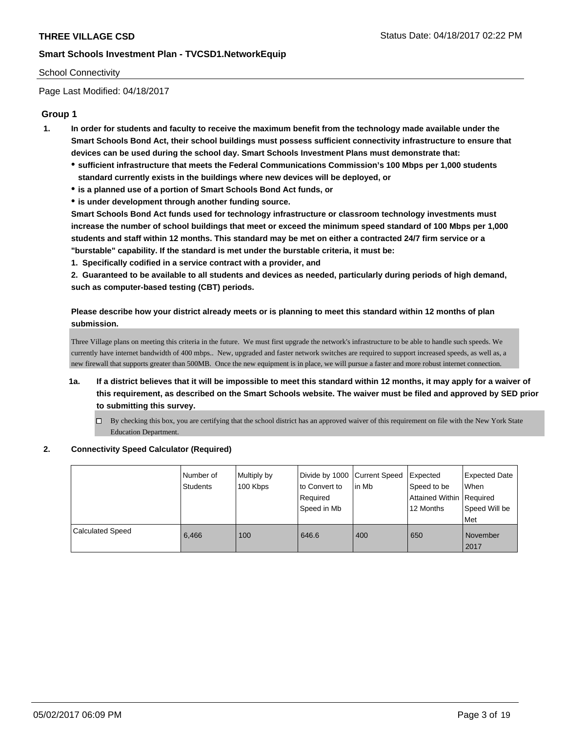School Connectivity

Page Last Modified: 04/18/2017

## Group 1

1. **In order for students and faculty to receive the maximum benefit from the technology made available under the Smart Schools Bond Act, their school buildings must possess sufficient connectivity infrastructure to ensure that devices can be used during the school day. Smart Schools Investment Plans must demonstrate that:**
   - **sufficient infrastructure that meets the Federal Communications Commission's 100 Mbps per 1,000 students standard currently exists in the buildings where new devices will be deployed, or**
   - **is a planned use of a portion of Smart Schools Bond Act funds, or**
   - **is under development through another funding source.**

   **Smart Schools Bond Act funds used for technology infrastructure or classroom technology investments must increase the number of school buildings that meet or exceed the minimum speed standard of 100 Mbps per 1,000 students and staff within 12 months. This standard may be met on either a contracted 24/7 firm service or a "burstable" capability. If the standard is met under the burstable criteria, it must be:**

   **1. Specifically codified in a service contract with a provider, and**

   **2. Guaranteed to be available to all students and devices as needed, particularly during periods of high demand, such as computer-based testing (CBT) periods.**

   **Please describe how your district already meets or is planning to meet this standard within 12 months of plan submission.**

   Three Village plans on meeting this criteria in the future. We must first upgrade the network's infrastructure to be able to handle such speeds. We currently have internet bandwidth of 400 mbps.. New, upgraded and faster network switches are required to support increased speeds, as well as, a new firewall that supports greater than 500MB. Once the new equipment is in place, we will pursue a faster and more robust internet connection.

   1a. **If a district believes that it will be impossible to meet this standard within 12 months, it may apply for a waiver of this requirement, as described on the Smart Schools website. The waiver must be filed and approved by SED prior to submitting this survey.**

   - [ ] By checking this box, you are certifying that the school district has an approved waiver of this requirement on file with the New York State Education Department.

2. **Connectivity Speed Calculator (Required)**

| | Number of Students | Multiply by 100 Kbps | Divide by 1000 to Convert to Required Speed in Mb | Current Speed in Mb | Expected Speed to be Attained Within 12 Months | Expected Date When Required Speed Will be Met |
|---|---|---|---|---|---|---|
| Calculated Speed | 6,466 | 100 | 646.6 | 400 | 650 | November 2017 |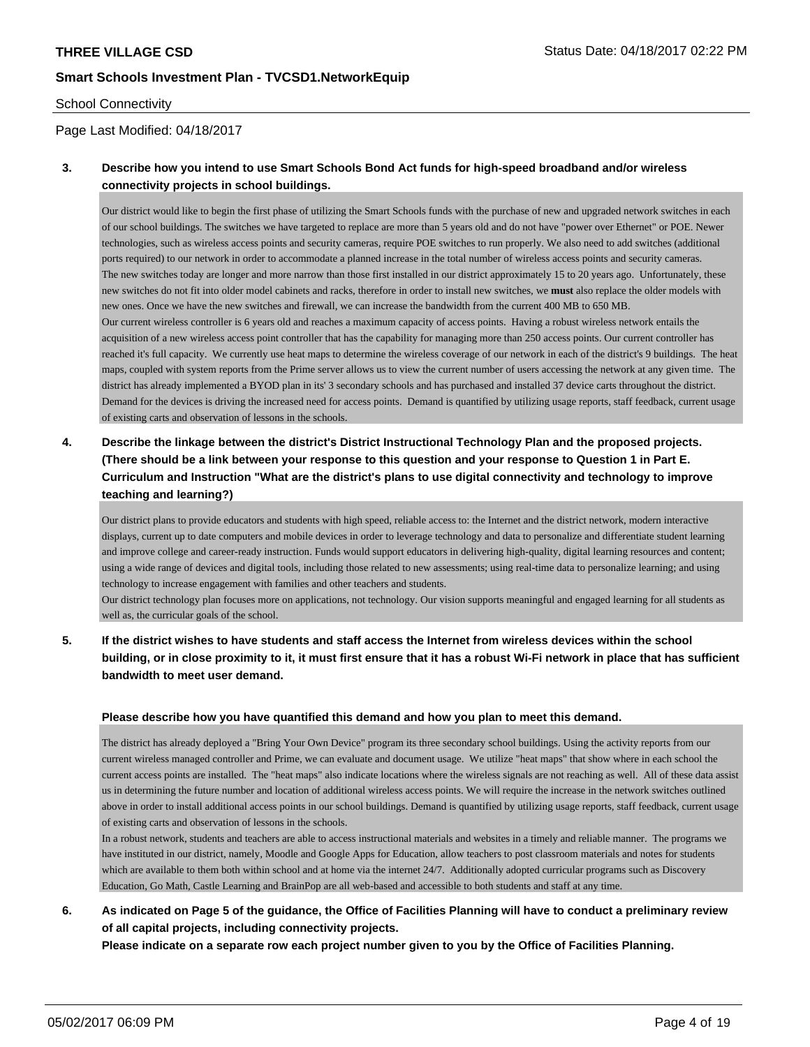School Connectivity

Page Last Modified: 04/18/2017

**3. Describe how you intend to use Smart Schools Bond Act funds for high-speed broadband and/or wireless connectivity projects in school buildings.**

Our district would like to begin the first phase of utilizing the Smart Schools funds with the purchase of new and upgraded network switches in each of our school buildings. The switches we have targeted to replace are more than 5 years old and do not have "power over Ethernet" or POE. Newer technologies, such as wireless access points and security cameras, require POE switches to run properly. We also need to add switches (additional ports required) to our network in order to accommodate a planned increase in the total number of wireless access points and security cameras.
The new switches today are longer and more narrow than those first installed in our district approximately 15 to 20 years ago. Unfortunately, these new switches do not fit into older model cabinets and racks, therefore in order to install new switches, we **must** also replace the older models with new ones. Once we have the new switches and firewall, we can increase the bandwidth from the current 400 MB to 650 MB.
Our current wireless controller is 6 years old and reaches a maximum capacity of access points. Having a robust wireless network entails the acquisition of a new wireless access point controller that has the capability for managing more than 250 access points. Our current controller has reached it's full capacity. We currently use heat maps to determine the wireless coverage of our network in each of the district's 9 buildings. The heat maps, coupled with system reports from the Prime server allows us to view the current number of users accessing the network at any given time. The district has already implemented a BYOD plan in its' 3 secondary schools and has purchased and installed 37 device carts throughout the district. Demand for the devices is driving the increased need for access points. Demand is quantified by utilizing usage reports, staff feedback, current usage of existing carts and observation of lessons in the schools.

**4. Describe the linkage between the district's District Instructional Technology Plan and the proposed projects. (There should be a link between your response to this question and your response to Question 1 in Part E. Curriculum and Instruction "What are the district's plans to use digital connectivity and technology to improve teaching and learning?)**

Our district plans to provide educators and students with high speed, reliable access to: the Internet and the district network, modern interactive displays, current up to date computers and mobile devices in order to leverage technology and data to personalize and differentiate student learning and improve college and career-ready instruction. Funds would support educators in delivering high-quality, digital learning resources and content; using a wide range of devices and digital tools, including those related to new assessments; using real-time data to personalize learning; and using technology to increase engagement with families and other teachers and students.
Our district technology plan focuses more on applications, not technology. Our vision supports meaningful and engaged learning for all students as well as, the curricular goals of the school.

**5. If the district wishes to have students and staff access the Internet from wireless devices within the school building, or in close proximity to it, it must first ensure that it has a robust Wi-Fi network in place that has sufficient bandwidth to meet user demand.**

**Please describe how you have quantified this demand and how you plan to meet this demand.**

The district has already deployed a "Bring Your Own Device" program its three secondary school buildings. Using the activity reports from our current wireless managed controller and Prime, we can evaluate and document usage. We utilize "heat maps" that show where in each school the current access points are installed. The "heat maps" also indicate locations where the wireless signals are not reaching as well. All of these data assist us in determining the future number and location of additional wireless access points. We will require the increase in the network switches outlined above in order to install additional access points in our school buildings. Demand is quantified by utilizing usage reports, staff feedback, current usage of existing carts and observation of lessons in the schools.
In a robust network, students and teachers are able to access instructional materials and websites in a timely and reliable manner. The programs we have instituted in our district, namely, Moodle and Google Apps for Education, allow teachers to post classroom materials and notes for students which are available to them both within school and at home via the internet 24/7. Additionally adopted curricular programs such as Discovery Education, Go Math, Castle Learning and BrainPop are all web-based and accessible to both students and staff at any time.

**6. As indicated on Page 5 of the guidance, the Office of Facilities Planning will have to conduct a preliminary review of all capital projects, including connectivity projects.**
**Please indicate on a separate row each project number given to you by the Office of Facilities Planning.**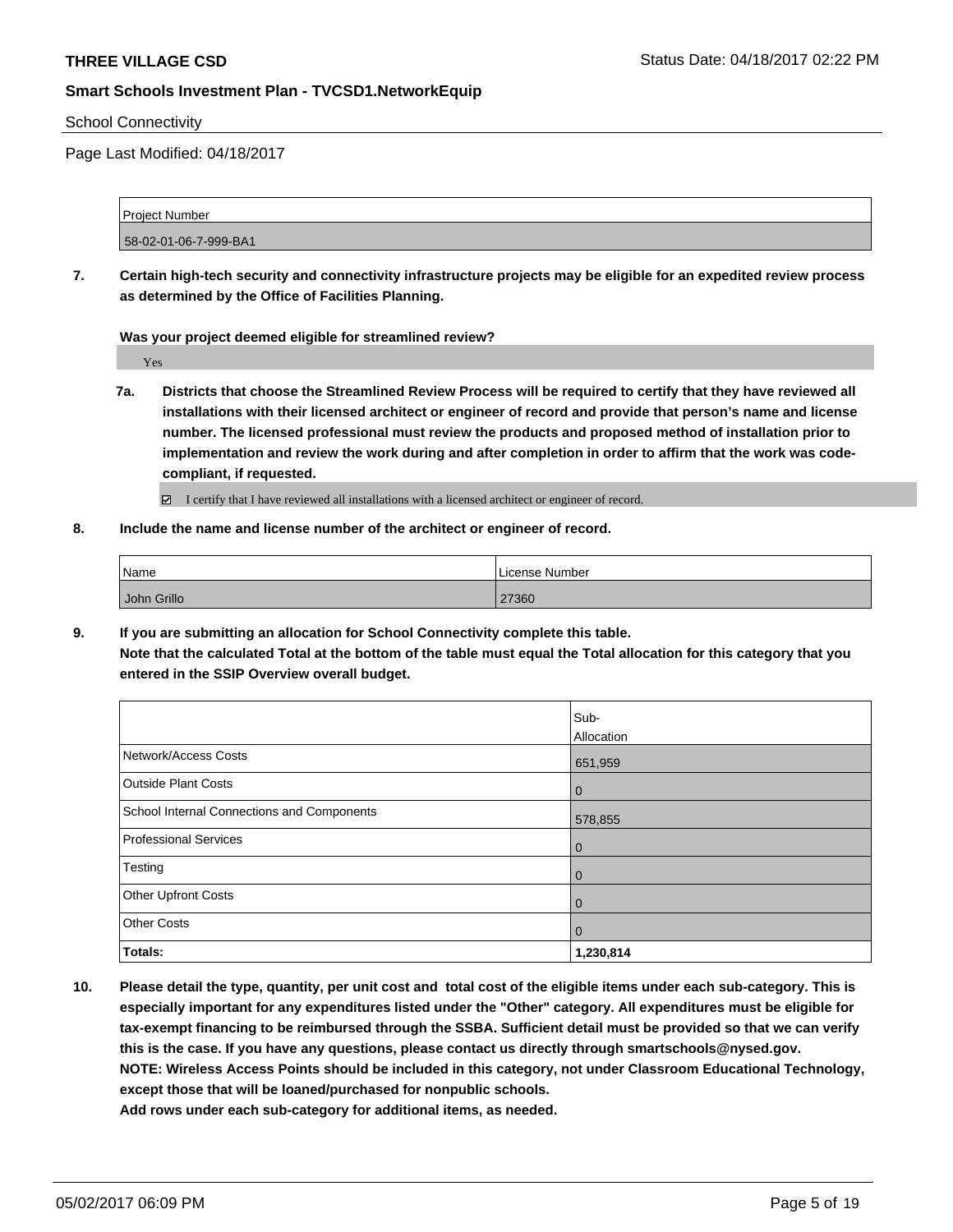School Connectivity

Page Last Modified: 04/18/2017

| Project Number |
| --- |
| 58-02-01-06-7-999-BA1 |

**7. Certain high-tech security and connectivity infrastructure projects may be eligible for an expedited review process as determined by the Office of Facilities Planning.**

**Was your project deemed eligible for streamlined review?**

Yes

**7a. Districts that choose the Streamlined Review Process will be required to certify that they have reviewed all installations with their licensed architect or engineer of record and provide that person's name and license number. The licensed professional must review the products and proposed method of installation prior to implementation and review the work during and after completion in order to affirm that the work was code-compliant, if requested.**

☑ I certify that I have reviewed all installations with a licensed architect or engineer of record.

**8. Include the name and license number of the architect or engineer of record.**

| Name | License Number |
| --- | --- |
| John Grillo | 27360 |

**9. If you are submitting an allocation for School Connectivity complete this table. Note that the calculated Total at the bottom of the table must equal the Total allocation for this category that you entered in the SSIP Overview overall budget.**

| | Sub-Allocation |
| --- | --- |
| Network/Access Costs | 651,959 |
| Outside Plant Costs | 0 |
| School Internal Connections and Components | 578,855 |
| Professional Services | 0 |
| Testing | 0 |
| Other Upfront Costs | 0 |
| Other Costs | 0 |
| **Totals:** | **1,230,814** |

**10. Please detail the type, quantity, per unit cost and total cost of the eligible items under each sub-category. This is especially important for any expenditures listed under the "Other" category. All expenditures must be eligible for tax-exempt financing to be reimbursed through the SSBA. Sufficient detail must be provided so that we can verify this is the case. If you have any questions, please contact us directly through smartschools@nysed.gov. NOTE: Wireless Access Points should be included in this category, not under Classroom Educational Technology, except those that will be loaned/purchased for nonpublic schools. Add rows under each sub-category for additional items, as needed.**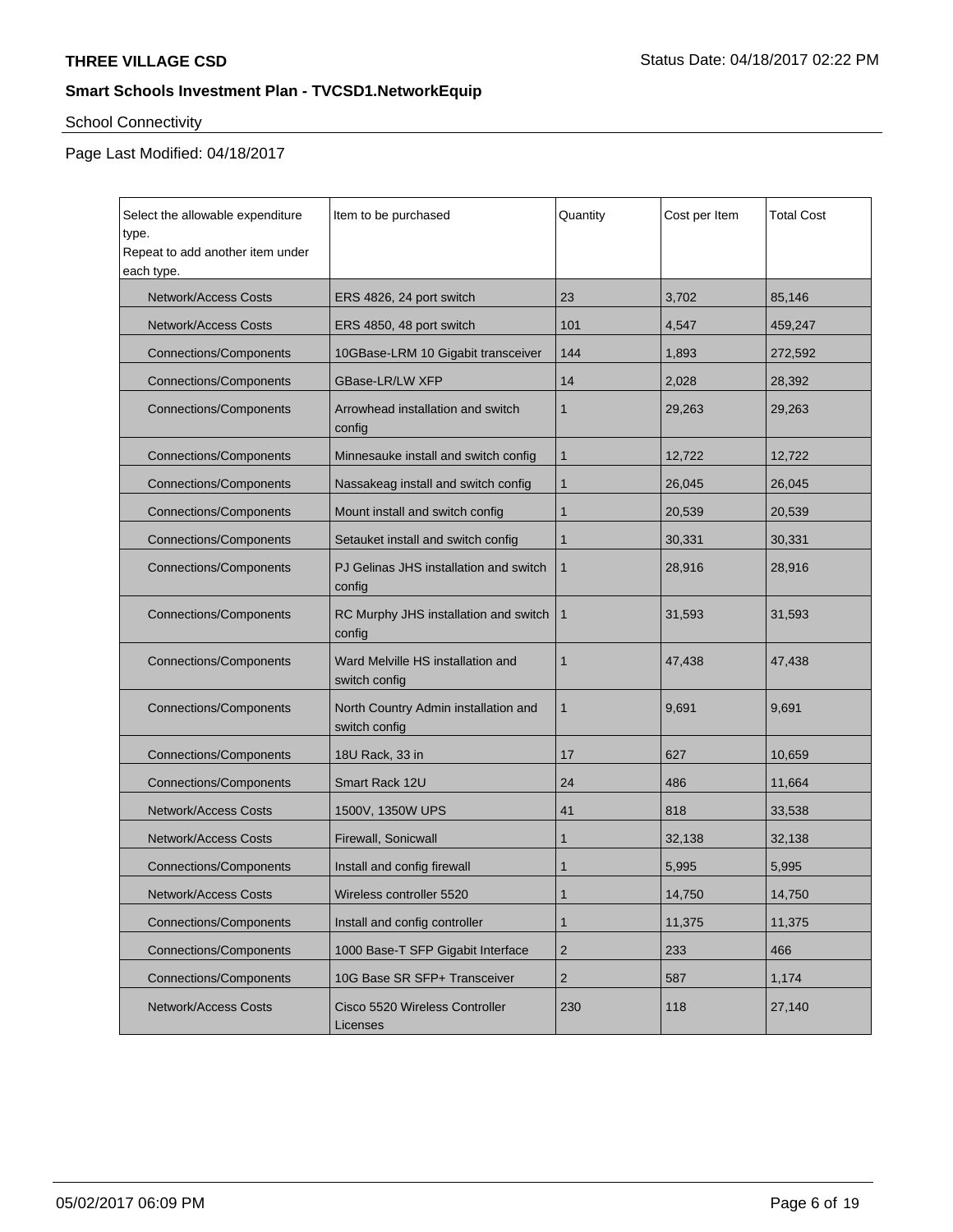School Connectivity

Page Last Modified: 04/18/2017

| Select the allowable expenditure type. Repeat to add another item under each type. | Item to be purchased | Quantity | Cost per Item | Total Cost |
|---|---|---|---|---|
| Network/Access Costs | ERS 4826, 24 port switch | 23 | 3,702 | 85,146 |
| Network/Access Costs | ERS 4850, 48 port switch | 101 | 4,547 | 459,247 |
| Connections/Components | 10GBase-LRM 10 Gigabit transceiver | 144 | 1,893 | 272,592 |
| Connections/Components | GBase-LR/LW XFP | 14 | 2,028 | 28,392 |
| Connections/Components | Arrowhead installation and switch config | 1 | 29,263 | 29,263 |
| Connections/Components | Minnesauke install and switch config | 1 | 12,722 | 12,722 |
| Connections/Components | Nassakeag install and switch config | 1 | 26,045 | 26,045 |
| Connections/Components | Mount install and switch config | 1 | 20,539 | 20,539 |
| Connections/Components | Setauket install and switch config | 1 | 30,331 | 30,331 |
| Connections/Components | PJ Gelinas JHS installation and switch config | 1 | 28,916 | 28,916 |
| Connections/Components | RC Murphy JHS installation and switch config | 1 | 31,593 | 31,593 |
| Connections/Components | Ward Melville HS installation and switch config | 1 | 47,438 | 47,438 |
| Connections/Components | North Country Admin installation and switch config | 1 | 9,691 | 9,691 |
| Connections/Components | 18U Rack, 33 in | 17 | 627 | 10,659 |
| Connections/Components | Smart Rack 12U | 24 | 486 | 11,664 |
| Network/Access Costs | 1500V, 1350W UPS | 41 | 818 | 33,538 |
| Network/Access Costs | Firewall, Sonicwall | 1 | 32,138 | 32,138 |
| Connections/Components | Install and config firewall | 1 | 5,995 | 5,995 |
| Network/Access Costs | Wireless controller 5520 | 1 | 14,750 | 14,750 |
| Connections/Components | Install and config controller | 1 | 11,375 | 11,375 |
| Connections/Components | 1000 Base-T SFP Gigabit Interface | 2 | 233 | 466 |
| Connections/Components | 10G Base SR SFP+ Transceiver | 2 | 587 | 1,174 |
| Network/Access Costs | Cisco 5520 Wireless Controller Licenses | 230 | 118 | 27,140 |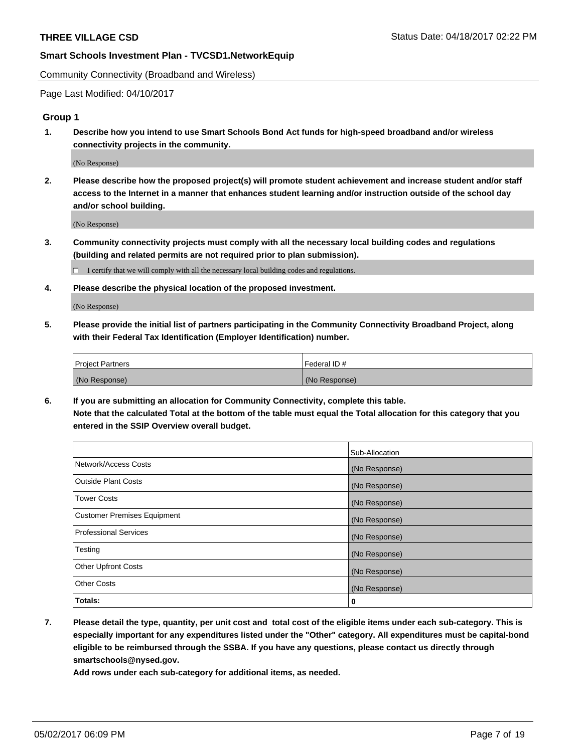Community Connectivity (Broadband and Wireless)

Page Last Modified: 04/10/2017

### Group 1

1. **Describe how you intend to use Smart Schools Bond Act funds for high-speed broadband and/or wireless connectivity projects in the community.**

   (No Response)

2. **Please describe how the proposed project(s) will promote student achievement and increase student and/or staff access to the Internet in a manner that enhances student learning and/or instruction outside of the school day and/or school building.**

   (No Response)

3. **Community connectivity projects must comply with all the necessary local building codes and regulations (building and related permits are not required prior to plan submission).**

   ☐ I certify that we will comply with all the necessary local building codes and regulations.

4. **Please describe the physical location of the proposed investment.**

   (No Response)

5. **Please provide the initial list of partners participating in the Community Connectivity Broadband Project, along with their Federal Tax Identification (Employer Identification) number.**

| Project Partners | Federal ID # |
|---|---|
| (No Response) | (No Response) |

6. **If you are submitting an allocation for Community Connectivity, complete this table.**
   **Note that the calculated Total at the bottom of the table must equal the Total allocation for this category that you entered in the SSIP Overview overall budget.**

| | Sub-Allocation |
|---|---|
| Network/Access Costs | (No Response) |
| Outside Plant Costs | (No Response) |
| Tower Costs | (No Response) |
| Customer Premises Equipment | (No Response) |
| Professional Services | (No Response) |
| Testing | (No Response) |
| Other Upfront Costs | (No Response) |
| Other Costs | (No Response) |
| **Totals:** | **0** |

7. **Please detail the type, quantity, per unit cost and total cost of the eligible items under each sub-category. This is especially important for any expenditures listed under the "Other" category. All expenditures must be capital-bond eligible to be reimbursed through the SSBA. If you have any questions, please contact us directly through smartschools@nysed.gov.**
   **Add rows under each sub-category for additional items, as needed.**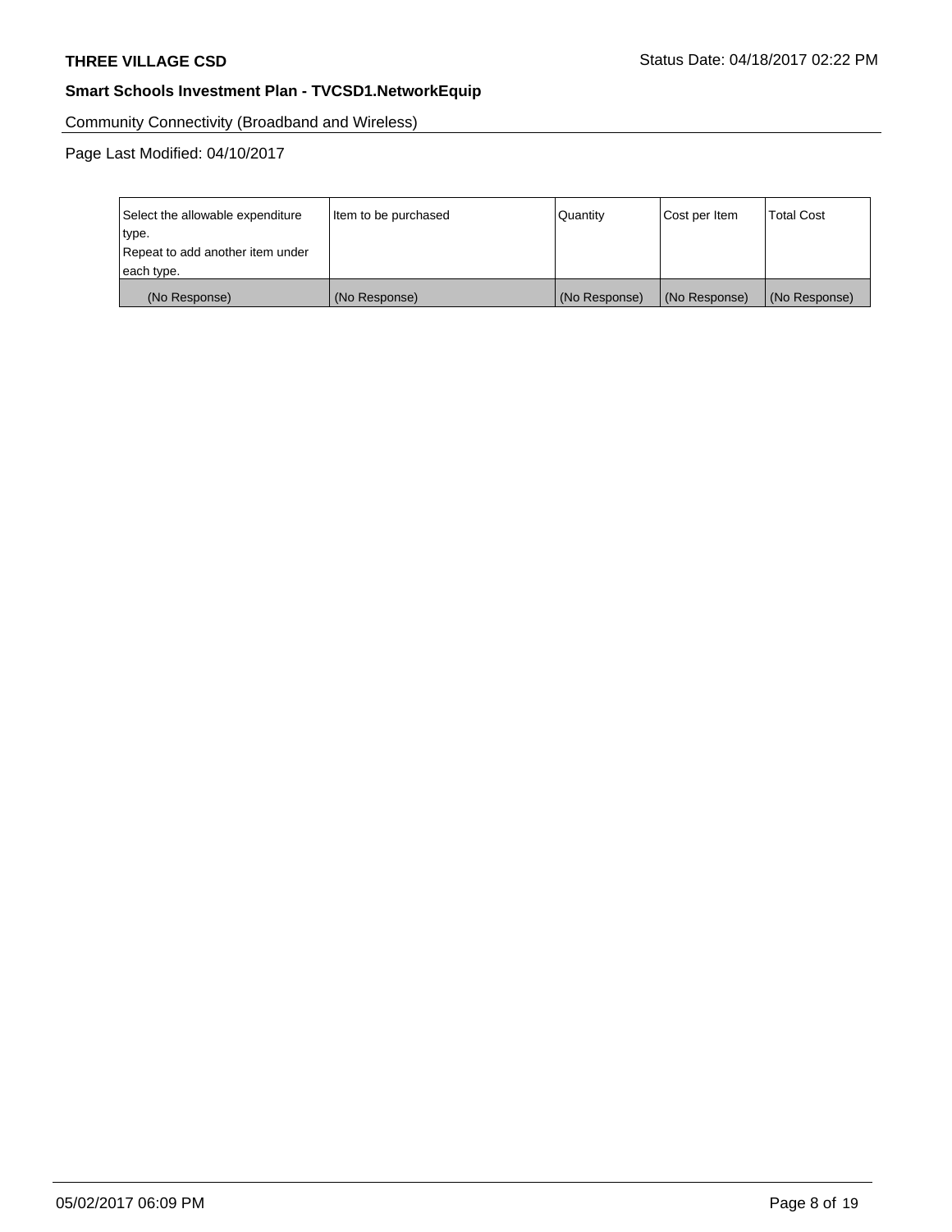Community Connectivity (Broadband and Wireless)

Page Last Modified: 04/10/2017

| Select the allowable expenditure type.<br>Repeat to add another item under each type. | Item to be purchased | Quantity | Cost per Item | Total Cost |
| --- | --- | --- | --- | --- |
| (No Response) | (No Response) | (No Response) | (No Response) | (No Response) |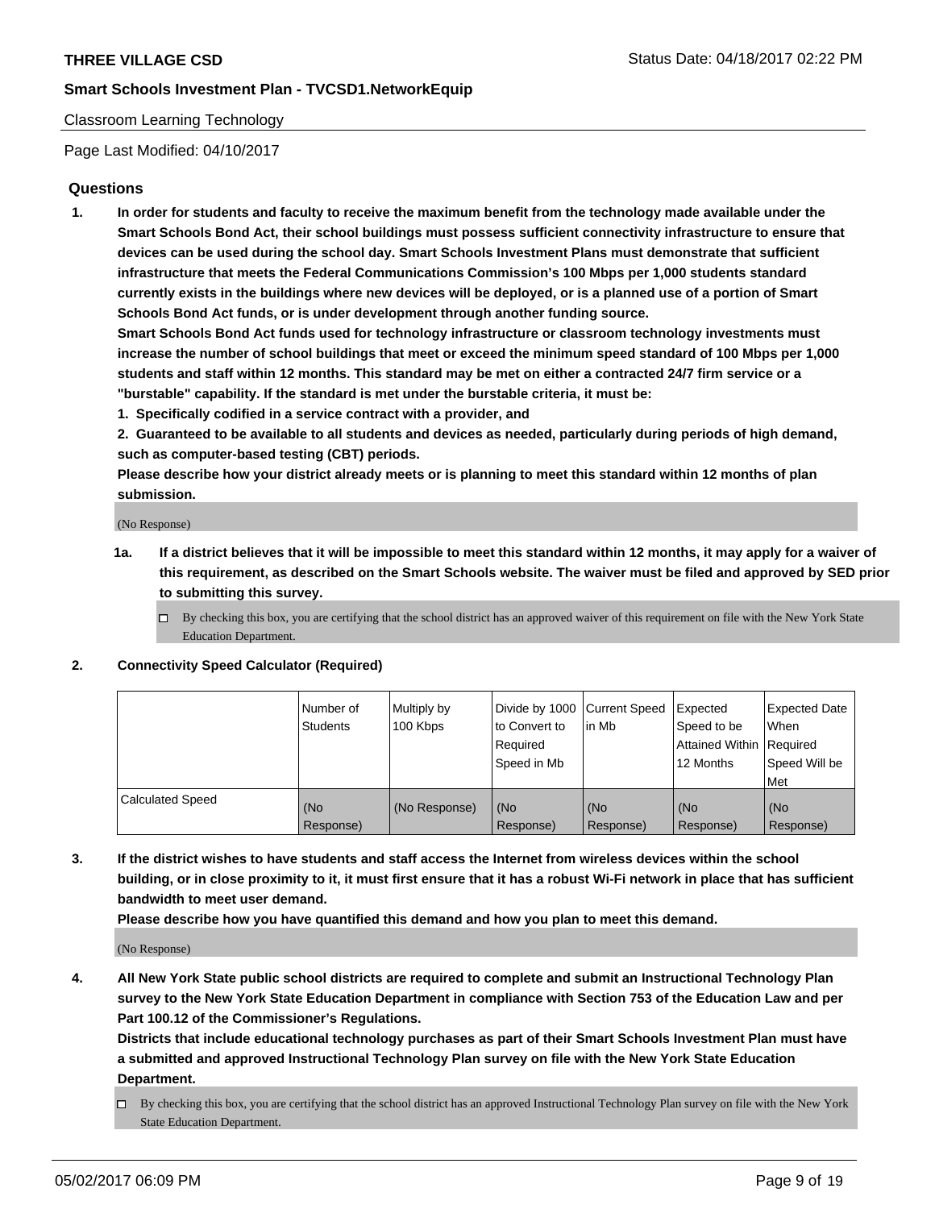Classroom Learning Technology

Page Last Modified: 04/10/2017

## Questions

1. **In order for students and faculty to receive the maximum benefit from the technology made available under the Smart Schools Bond Act, their school buildings must possess sufficient connectivity infrastructure to ensure that devices can be used during the school day. Smart Schools Investment Plans must demonstrate that sufficient infrastructure that meets the Federal Communications Commission's 100 Mbps per 1,000 students standard currently exists in the buildings where new devices will be deployed, or is a planned use of a portion of Smart Schools Bond Act funds, or is under development through another funding source.**

   **Smart Schools Bond Act funds used for technology infrastructure or classroom technology investments must increase the number of school buildings that meet or exceed the minimum speed standard of 100 Mbps per 1,000 students and staff within 12 months. This standard may be met on either a contracted 24/7 firm service or a "burstable" capability. If the standard is met under the burstable criteria, it must be:**

   **1. Specifically codified in a service contract with a provider, and**

   **2. Guaranteed to be available to all students and devices as needed, particularly during periods of high demand, such as computer-based testing (CBT) periods.**

   **Please describe how your district already meets or is planning to meet this standard within 12 months of plan submission.**

   (No Response)

   **1a. If a district believes that it will be impossible to meet this standard within 12 months, it may apply for a waiver of this requirement, as described on the Smart Schools website. The waiver must be filed and approved by SED prior to submitting this survey.**

   ☐ By checking this box, you are certifying that the school district has an approved waiver of this requirement on file with the New York State Education Department.

2. **Connectivity Speed Calculator (Required)**

| | Number of Students | Multiply by 100 Kbps | Divide by 1000 to Convert to Required Speed in Mb | Current Speed in Mb | Expected Speed to be Attained Within 12 Months | Expected Date When Required Speed Will be Met |
|---|---|---|---|---|---|---|
| Calculated Speed | (No Response) | (No Response) | (No Response) | (No Response) | (No Response) | (No Response) |

3. **If the district wishes to have students and staff access the Internet from wireless devices within the school building, or in close proximity to it, it must first ensure that it has a robust Wi-Fi network in place that has sufficient bandwidth to meet user demand.**

   **Please describe how you have quantified this demand and how you plan to meet this demand.**

   (No Response)

4. **All New York State public school districts are required to complete and submit an Instructional Technology Plan survey to the New York State Education Department in compliance with Section 753 of the Education Law and per Part 100.12 of the Commissioner's Regulations.**

   **Districts that include educational technology purchases as part of their Smart Schools Investment Plan must have a submitted and approved Instructional Technology Plan survey on file with the New York State Education Department.**

   ☐ By checking this box, you are certifying that the school district has an approved Instructional Technology Plan survey on file with the New York State Education Department.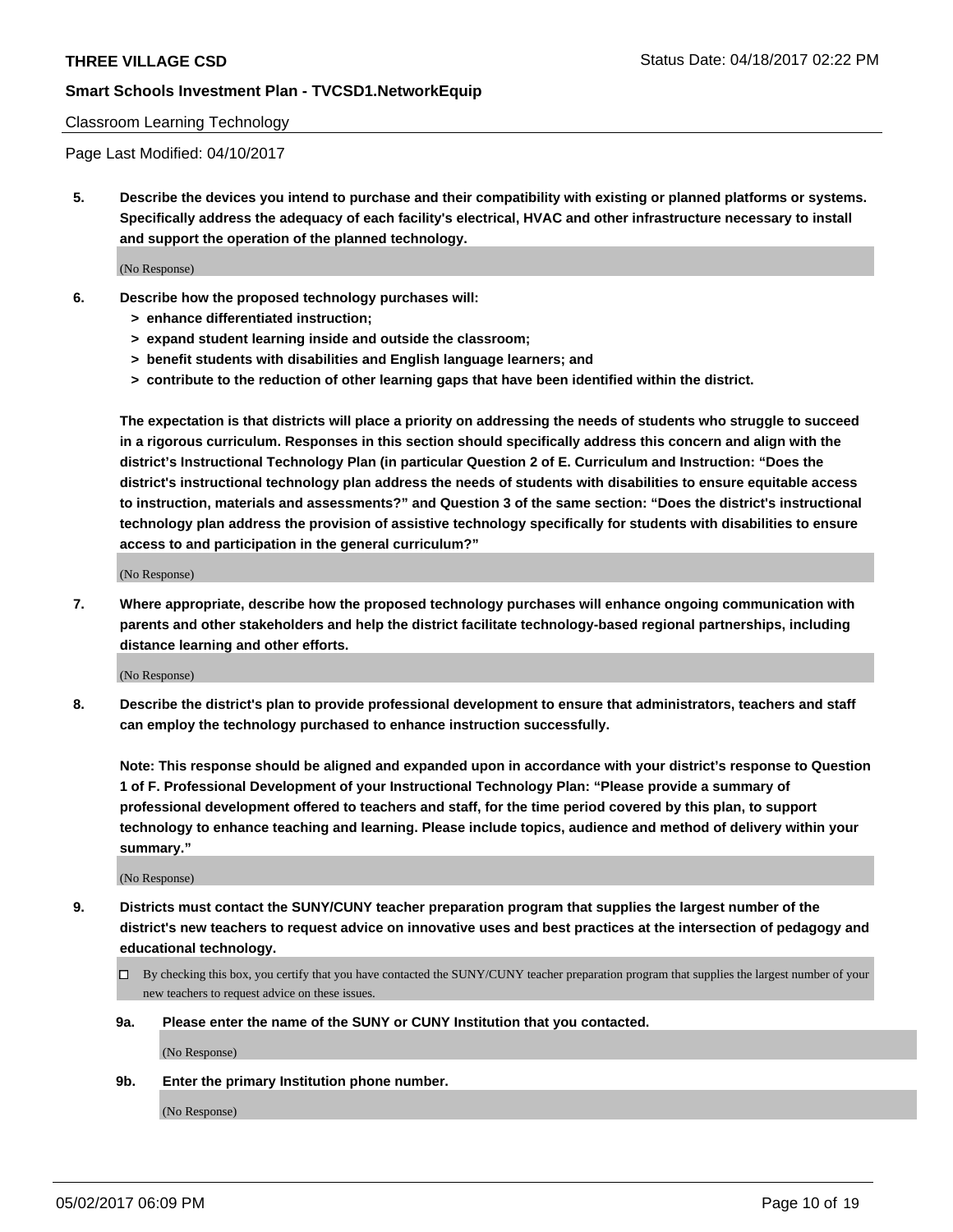Classroom Learning Technology

Page Last Modified: 04/10/2017

**5. Describe the devices you intend to purchase and their compatibility with existing or planned platforms or systems. Specifically address the adequacy of each facility's electrical, HVAC and other infrastructure necessary to install and support the operation of the planned technology.**

(No Response)

**6. Describe how the proposed technology purchases will:**

- **> enhance differentiated instruction;**
- **> expand student learning inside and outside the classroom;**
- **> benefit students with disabilities and English language learners; and**
- **> contribute to the reduction of other learning gaps that have been identified within the district.**

**The expectation is that districts will place a priority on addressing the needs of students who struggle to succeed in a rigorous curriculum. Responses in this section should specifically address this concern and align with the district's Instructional Technology Plan (in particular Question 2 of E. Curriculum and Instruction: "Does the district's instructional technology plan address the needs of students with disabilities to ensure equitable access to instruction, materials and assessments?" and Question 3 of the same section: "Does the district's instructional technology plan address the provision of assistive technology specifically for students with disabilities to ensure access to and participation in the general curriculum?"**

(No Response)

**7. Where appropriate, describe how the proposed technology purchases will enhance ongoing communication with parents and other stakeholders and help the district facilitate technology-based regional partnerships, including distance learning and other efforts.**

(No Response)

**8. Describe the district's plan to provide professional development to ensure that administrators, teachers and staff can employ the technology purchased to enhance instruction successfully.**

**Note: This response should be aligned and expanded upon in accordance with your district's response to Question 1 of F. Professional Development of your Instructional Technology Plan: "Please provide a summary of professional development offered to teachers and staff, for the time period covered by this plan, to support technology to enhance teaching and learning. Please include topics, audience and method of delivery within your summary."**

(No Response)

**9. Districts must contact the SUNY/CUNY teacher preparation program that supplies the largest number of the district's new teachers to request advice on innovative uses and best practices at the intersection of pedagogy and educational technology.**

☐ By checking this box, you certify that you have contacted the SUNY/CUNY teacher preparation program that supplies the largest number of your new teachers to request advice on these issues.

**9a. Please enter the name of the SUNY or CUNY Institution that you contacted.**

(No Response)

**9b. Enter the primary Institution phone number.**

(No Response)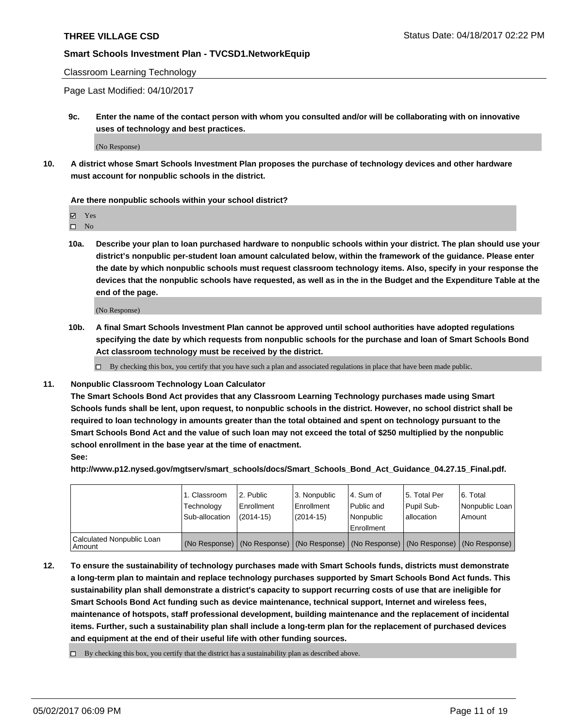**THREE VILLAGE CSD** Status Date: 04/18/2017 02:22 PM

**Smart Schools Investment Plan - TVCSD1.NetworkEquip**

Classroom Learning Technology

Page Last Modified: 04/10/2017

**9c. Enter the name of the contact person with whom you consulted and/or will be collaborating with on innovative uses of technology and best practices.**

(No Response)

**10. A district whose Smart Schools Investment Plan proposes the purchase of technology devices and other hardware must account for nonpublic schools in the district.**

**Are there nonpublic schools within your school district?**

☑ Yes
☐ No

**10a. Describe your plan to loan purchased hardware to nonpublic schools within your district. The plan should use your district's nonpublic per-student loan amount calculated below, within the framework of the guidance. Please enter the date by which nonpublic schools must request classroom technology items. Also, specify in your response the devices that the nonpublic schools have requested, as well as in the in the Budget and the Expenditure Table at the end of the page.**

(No Response)

**10b. A final Smart Schools Investment Plan cannot be approved until school authorities have adopted regulations specifying the date by which requests from nonpublic schools for the purchase and loan of Smart Schools Bond Act classroom technology must be received by the district.**

☐ By checking this box, you certify that you have such a plan and associated regulations in place that have been made public.

**11. Nonpublic Classroom Technology Loan Calculator**

**The Smart Schools Bond Act provides that any Classroom Learning Technology purchases made using Smart Schools funds shall be lent, upon request, to nonpublic schools in the district. However, no school district shall be required to loan technology in amounts greater than the total obtained and spent on technology pursuant to the Smart Schools Bond Act and the value of such loan may not exceed the total of $250 multiplied by the nonpublic school enrollment in the base year at the time of enactment.**

**See:**

**http://www.p12.nysed.gov/mgtserv/smart_schools/docs/Smart_Schools_Bond_Act_Guidance_04.27.15_Final.pdf.**

| | 1. Classroom Technology Sub-allocation | 2. Public Enrollment (2014-15) | 3. Nonpublic Enrollment (2014-15) | 4. Sum of Public and Nonpublic Enrollment | 5. Total Per Pupil Sub-allocation | 6. Total Nonpublic Loan Amount |
|---|---|---|---|---|---|---|
| Calculated Nonpublic Loan Amount | (No Response) | (No Response) | (No Response) | (No Response) | (No Response) | (No Response) |

**12. To ensure the sustainability of technology purchases made with Smart Schools funds, districts must demonstrate a long-term plan to maintain and replace technology purchases supported by Smart Schools Bond Act funds. This sustainability plan shall demonstrate a district's capacity to support recurring costs of use that are ineligible for Smart Schools Bond Act funding such as device maintenance, technical support, Internet and wireless fees, maintenance of hotspots, staff professional development, building maintenance and the replacement of incidental items. Further, such a sustainability plan shall include a long-term plan for the replacement of purchased devices and equipment at the end of their useful life with other funding sources.**

☐ By checking this box, you certify that the district has a sustainability plan as described above.

05/02/2017 06:09 PM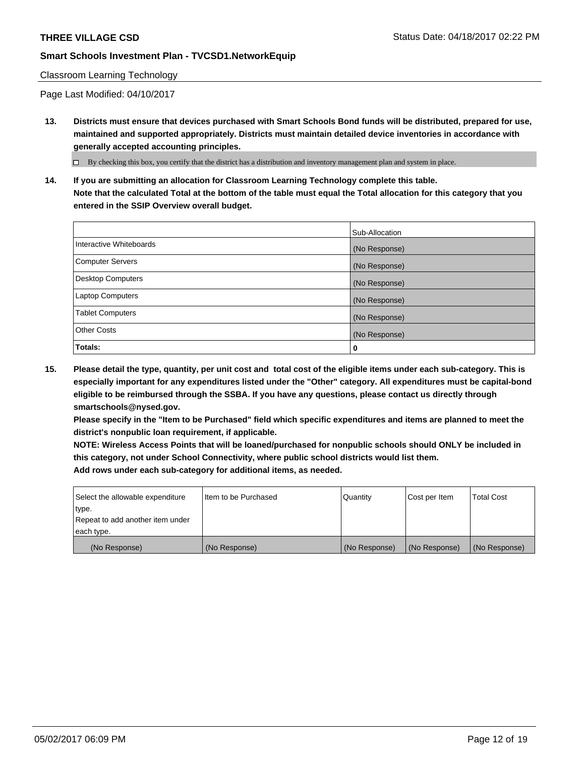Classroom Learning Technology

Page Last Modified: 04/10/2017

**13. Districts must ensure that devices purchased with Smart Schools Bond funds will be distributed, prepared for use, maintained and supported appropriately. Districts must maintain detailed device inventories in accordance with generally accepted accounting principles.**

☐ By checking this box, you certify that the district has a distribution and inventory management plan and system in place.

**14. If you are submitting an allocation for Classroom Learning Technology complete this table. Note that the calculated Total at the bottom of the table must equal the Total allocation for this category that you entered in the SSIP Overview overall budget.**

| | Sub-Allocation |
|---|---|
| Interactive Whiteboards | (No Response) |
| Computer Servers | (No Response) |
| Desktop Computers | (No Response) |
| Laptop Computers | (No Response) |
| Tablet Computers | (No Response) |
| Other Costs | (No Response) |
| **Totals:** | **0** |

**15. Please detail the type, quantity, per unit cost and total cost of the eligible items under each sub-category. This is especially important for any expenditures listed under the "Other" category. All expenditures must be capital-bond eligible to be reimbursed through the SSBA. If you have any questions, please contact us directly through smartschools@nysed.gov.**

**Please specify in the "Item to be Purchased" field which specific expenditures and items are planned to meet the district's nonpublic loan requirement, if applicable.**

**NOTE: Wireless Access Points that will be loaned/purchased for nonpublic schools should ONLY be included in this category, not under School Connectivity, where public school districts would list them.**

**Add rows under each sub-category for additional items, as needed.**

| Select the allowable expenditure type. Repeat to add another item under each type. | Item to be Purchased | Quantity | Cost per Item | Total Cost |
|---|---|---|---|---|
| (No Response) | (No Response) | (No Response) | (No Response) | (No Response) |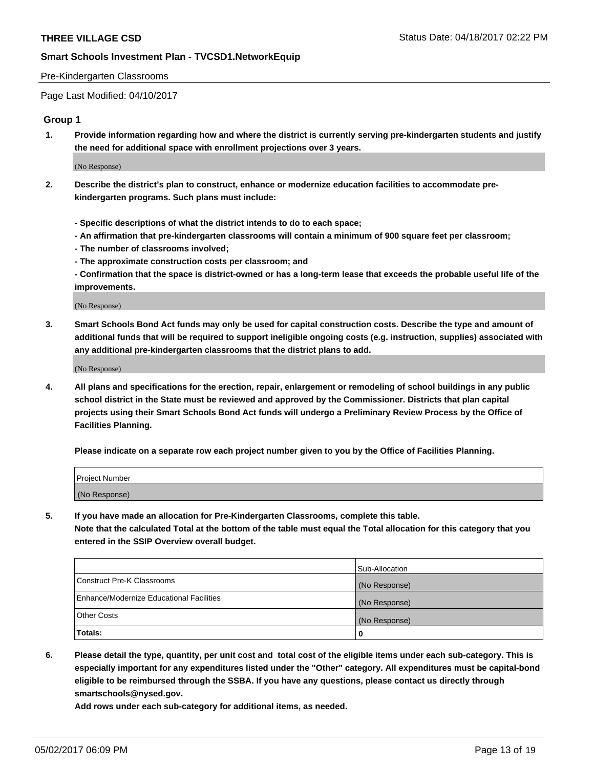Pre-Kindergarten Classrooms

Page Last Modified: 04/10/2017

## Group 1

1. **Provide information regarding how and where the district is currently serving pre-kindergarten students and justify the need for additional space with enrollment projections over 3 years.**

   (No Response)

2. **Describe the district's plan to construct, enhance or modernize education facilities to accommodate pre-kindergarten programs. Such plans must include:**

   **- Specific descriptions of what the district intends to do to each space;**
   **- An affirmation that pre-kindergarten classrooms will contain a minimum of 900 square feet per classroom;**
   **- The number of classrooms involved;**
   **- The approximate construction costs per classroom; and**
   **- Confirmation that the space is district-owned or has a long-term lease that exceeds the probable useful life of the improvements.**

   (No Response)

3. **Smart Schools Bond Act funds may only be used for capital construction costs. Describe the type and amount of additional funds that will be required to support ineligible ongoing costs (e.g. instruction, supplies) associated with any additional pre-kindergarten classrooms that the district plans to add.**

   (No Response)

4. **All plans and specifications for the erection, repair, enlargement or remodeling of school buildings in any public school district in the State must be reviewed and approved by the Commissioner. Districts that plan capital projects using their Smart Schools Bond Act funds will undergo a Preliminary Review Process by the Office of Facilities Planning.**

   **Please indicate on a separate row each project number given to you by the Office of Facilities Planning.**

| Project Number |
| --- |
| (No Response) |

5. **If you have made an allocation for Pre-Kindergarten Classrooms, complete this table.**
   **Note that the calculated Total at the bottom of the table must equal the Total allocation for this category that you entered in the SSIP Overview overall budget.**

| | Sub-Allocation |
| --- | --- |
| Construct Pre-K Classrooms | (No Response) |
| Enhance/Modernize Educational Facilities | (No Response) |
| Other Costs | (No Response) |
| **Totals:** | **0** |

6. **Please detail the type, quantity, per unit cost and total cost of the eligible items under each sub-category. This is especially important for any expenditures listed under the "Other" category. All expenditures must be capital-bond eligible to be reimbursed through the SSBA. If you have any questions, please contact us directly through smartschools@nysed.gov.**

   **Add rows under each sub-category for additional items, as needed.**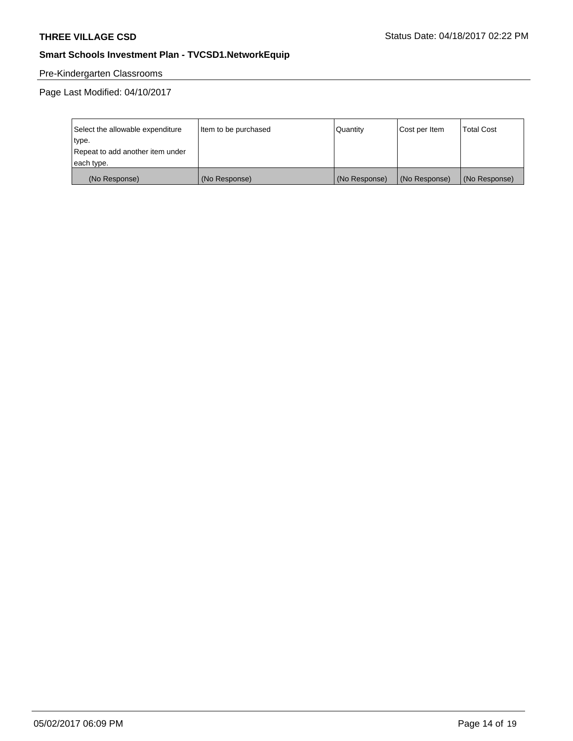Pre-Kindergarten Classrooms

Page Last Modified: 04/10/2017

| Select the allowable expenditure type. Repeat to add another item under each type. | Item to be purchased | Quantity | Cost per Item | Total Cost |
|---|---|---|---|---|
| (No Response) | (No Response) | (No Response) | (No Response) | (No Response) |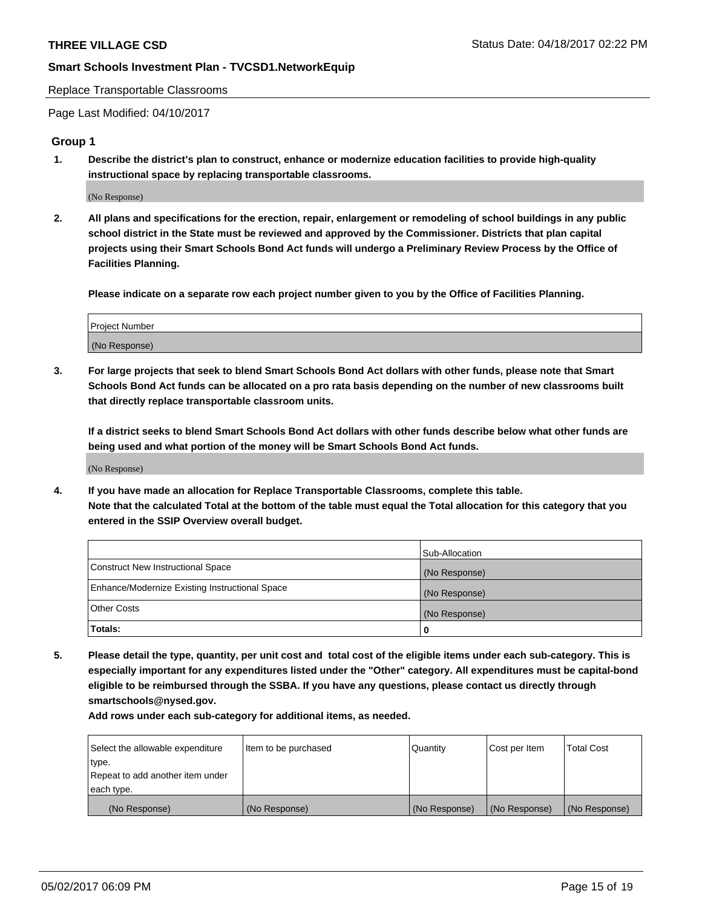Replace Transportable Classrooms

Page Last Modified: 04/10/2017

## Group 1

**1. Describe the district's plan to construct, enhance or modernize education facilities to provide high-quality instructional space by replacing transportable classrooms.**

(No Response)

**2. All plans and specifications for the erection, repair, enlargement or remodeling of school buildings in any public school district in the State must be reviewed and approved by the Commissioner. Districts that plan capital projects using their Smart Schools Bond Act funds will undergo a Preliminary Review Process by the Office of Facilities Planning.**

**Please indicate on a separate row each project number given to you by the Office of Facilities Planning.**

| Project Number |
| --- |
| (No Response) |

**3. For large projects that seek to blend Smart Schools Bond Act dollars with other funds, please note that Smart Schools Bond Act funds can be allocated on a pro rata basis depending on the number of new classrooms built that directly replace transportable classroom units.**

**If a district seeks to blend Smart Schools Bond Act dollars with other funds describe below what other funds are being used and what portion of the money will be Smart Schools Bond Act funds.**

(No Response)

**4. If you have made an allocation for Replace Transportable Classrooms, complete this table. Note that the calculated Total at the bottom of the table must equal the Total allocation for this category that you entered in the SSIP Overview overall budget.**

| | Sub-Allocation |
| --- | --- |
| Construct New Instructional Space | (No Response) |
| Enhance/Modernize Existing Instructional Space | (No Response) |
| Other Costs | (No Response) |
| **Totals:** | **0** |

**5. Please detail the type, quantity, per unit cost and total cost of the eligible items under each sub-category. This is especially important for any expenditures listed under the "Other" category. All expenditures must be capital-bond eligible to be reimbursed through the SSBA. If you have any questions, please contact us directly through smartschools@nysed.gov.**

**Add rows under each sub-category for additional items, as needed.**

| Select the allowable expenditure type. Repeat to add another item under each type. | Item to be purchased | Quantity | Cost per Item | Total Cost |
| --- | --- | --- | --- | --- |
| (No Response) | (No Response) | (No Response) | (No Response) | (No Response) |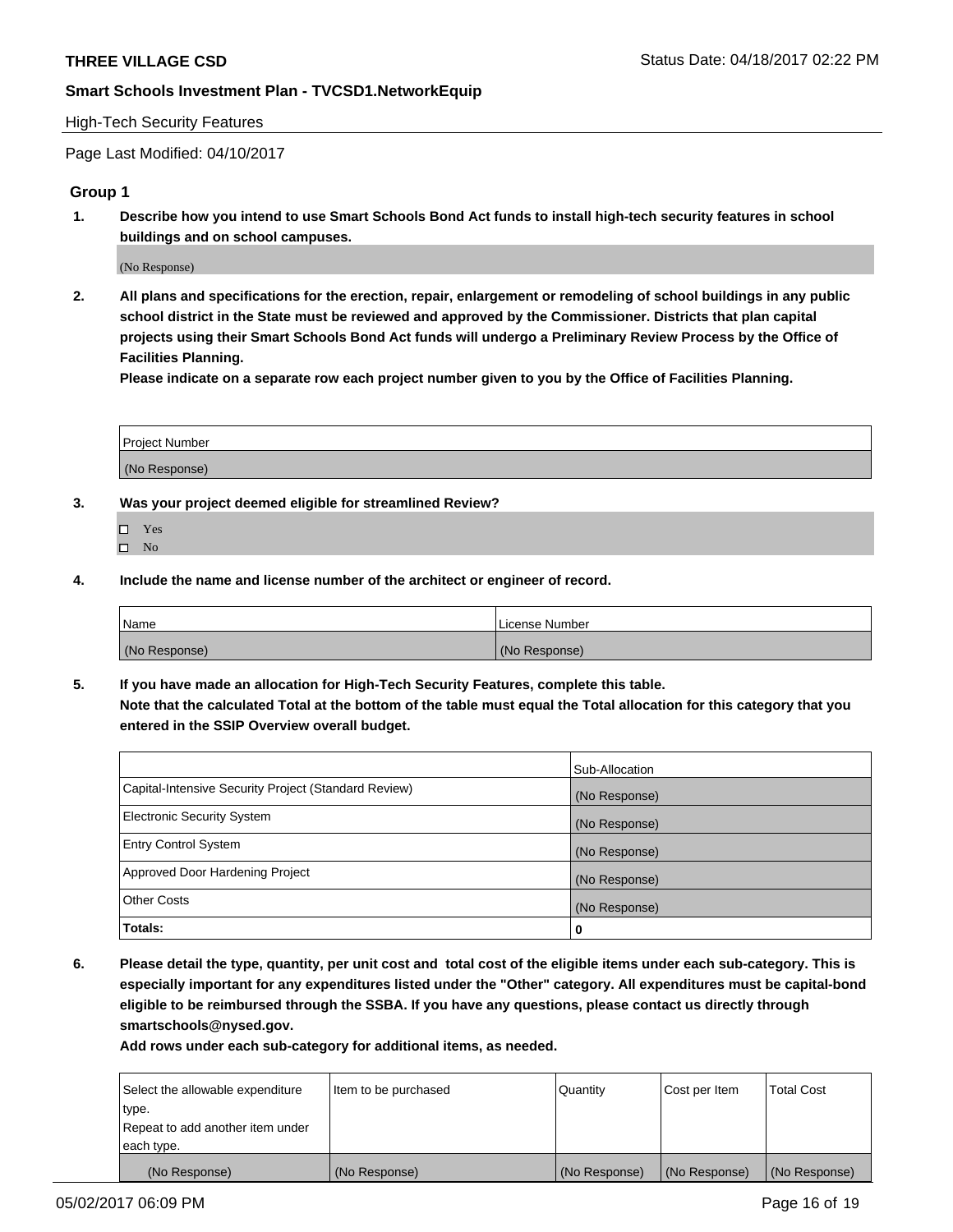## High-Tech Security Features

Page Last Modified: 04/10/2017

### Group 1

**1. Describe how you intend to use Smart Schools Bond Act funds to install high-tech security features in school buildings and on school campuses.**

(No Response)

**2. All plans and specifications for the erection, repair, enlargement or remodeling of school buildings in any public school district in the State must be reviewed and approved by the Commissioner. Districts that plan capital projects using their Smart Schools Bond Act funds will undergo a Preliminary Review Process by the Office of Facilities Planning.**

**Please indicate on a separate row each project number given to you by the Office of Facilities Planning.**

| Project Number |
| --- |
| (No Response) |

**3. Was your project deemed eligible for streamlined Review?**

- ☐ Yes
- ☐ No

**4. Include the name and license number of the architect or engineer of record.**

| Name | License Number |
| --- | --- |
| (No Response) | (No Response) |

**5. If you have made an allocation for High-Tech Security Features, complete this table.**
**Note that the calculated Total at the bottom of the table must equal the Total allocation for this category that you entered in the SSIP Overview overall budget.**

| | Sub-Allocation |
| --- | --- |
| Capital-Intensive Security Project (Standard Review) | (No Response) |
| Electronic Security System | (No Response) |
| Entry Control System | (No Response) |
| Approved Door Hardening Project | (No Response) |
| Other Costs | (No Response) |
| **Totals:** | **0** |

**6. Please detail the type, quantity, per unit cost and total cost of the eligible items under each sub-category. This is especially important for any expenditures listed under the "Other" category. All expenditures must be capital-bond eligible to be reimbursed through the SSBA. If you have any questions, please contact us directly through smartschools@nysed.gov.**

**Add rows under each sub-category for additional items, as needed.**

| Select the allowable expenditure type. Repeat to add another item under each type. | Item to be purchased | Quantity | Cost per Item | Total Cost |
| --- | --- | --- | --- | --- |
| (No Response) | (No Response) | (No Response) | (No Response) | (No Response) |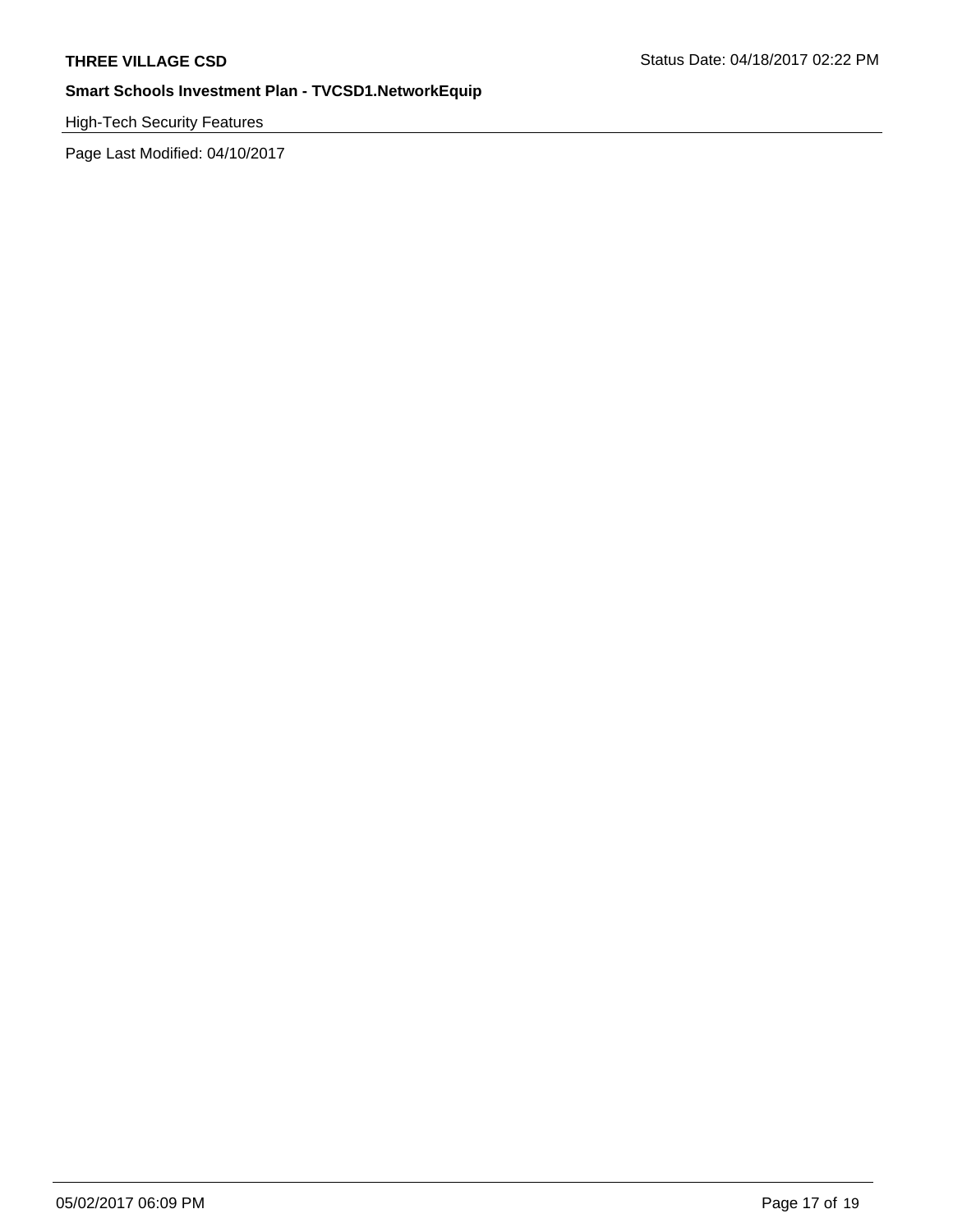High-Tech Security Features

Page Last Modified: 04/10/2017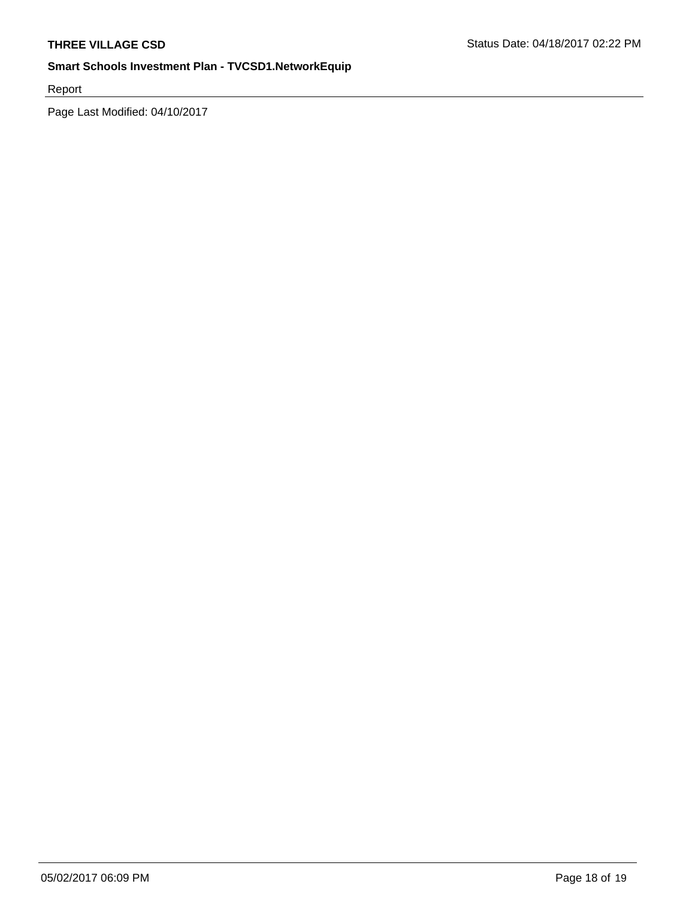Report

Page Last Modified: 04/10/2017